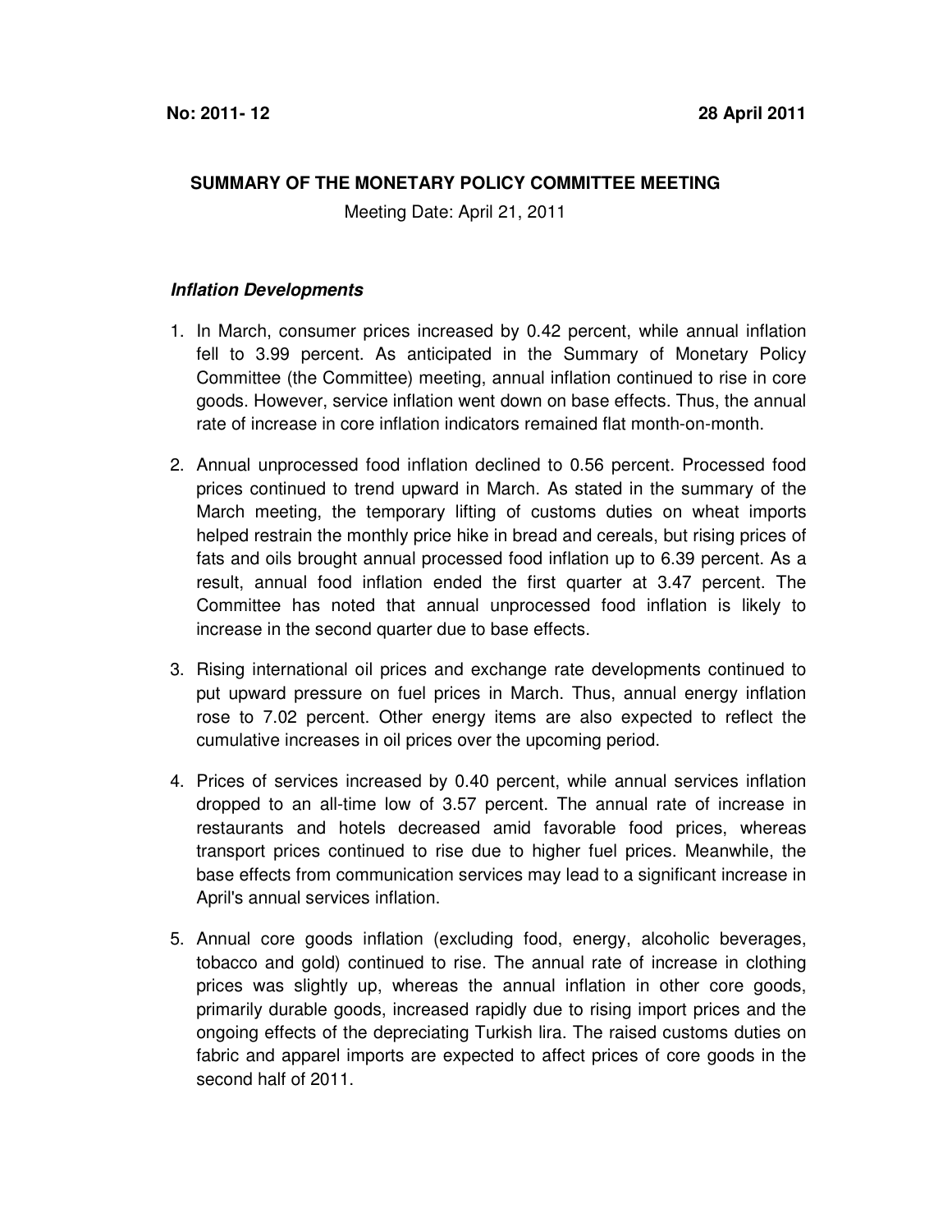**No: 2011- 12** **28 April 2011**

**SUMMARY OF THE MONETARY POLICY COMMITTEE MEETING**

Meeting Date: April 21, 2011

***Inflation Developments***

1. In March, consumer prices increased by 0.42 percent, while annual inflation fell to 3.99 percent. As anticipated in the Summary of Monetary Policy Committee (the Committee) meeting, annual inflation continued to rise in core goods. However, service inflation went down on base effects. Thus, the annual rate of increase in core inflation indicators remained flat month-on-month.

2. Annual unprocessed food inflation declined to 0.56 percent. Processed food prices continued to trend upward in March. As stated in the summary of the March meeting, the temporary lifting of customs duties on wheat imports helped restrain the monthly price hike in bread and cereals, but rising prices of fats and oils brought annual processed food inflation up to 6.39 percent. As a result, annual food inflation ended the first quarter at 3.47 percent. The Committee has noted that annual unprocessed food inflation is likely to increase in the second quarter due to base effects.

3. Rising international oil prices and exchange rate developments continued to put upward pressure on fuel prices in March. Thus, annual energy inflation rose to 7.02 percent. Other energy items are also expected to reflect the cumulative increases in oil prices over the upcoming period.

4. Prices of services increased by 0.40 percent, while annual services inflation dropped to an all-time low of 3.57 percent. The annual rate of increase in restaurants and hotels decreased amid favorable food prices, whereas transport prices continued to rise due to higher fuel prices. Meanwhile, the base effects from communication services may lead to a significant increase in April's annual services inflation.

5. Annual core goods inflation (excluding food, energy, alcoholic beverages, tobacco and gold) continued to rise. The annual rate of increase in clothing prices was slightly up, whereas the annual inflation in other core goods, primarily durable goods, increased rapidly due to rising import prices and the ongoing effects of the depreciating Turkish lira. The raised customs duties on fabric and apparel imports are expected to affect prices of core goods in the second half of 2011.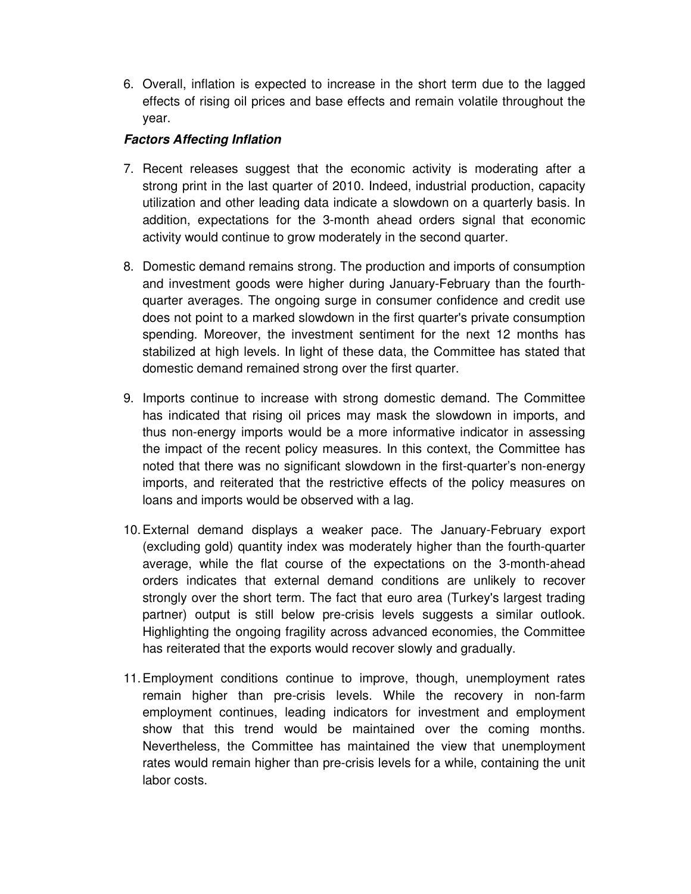6. Overall, inflation is expected to increase in the short term due to the lagged effects of rising oil prices and base effects and remain volatile throughout the year.

***Factors Affecting Inflation***

7. Recent releases suggest that the economic activity is moderating after a strong print in the last quarter of 2010. Indeed, industrial production, capacity utilization and other leading data indicate a slowdown on a quarterly basis. In addition, expectations for the 3-month ahead orders signal that economic activity would continue to grow moderately in the second quarter.

8. Domestic demand remains strong. The production and imports of consumption and investment goods were higher during January-February than the fourth-quarter averages. The ongoing surge in consumer confidence and credit use does not point to a marked slowdown in the first quarter's private consumption spending. Moreover, the investment sentiment for the next 12 months has stabilized at high levels. In light of these data, the Committee has stated that domestic demand remained strong over the first quarter.

9. Imports continue to increase with strong domestic demand. The Committee has indicated that rising oil prices may mask the slowdown in imports, and thus non-energy imports would be a more informative indicator in assessing the impact of the recent policy measures. In this context, the Committee has noted that there was no significant slowdown in the first-quarter's non-energy imports, and reiterated that the restrictive effects of the policy measures on loans and imports would be observed with a lag.

10. External demand displays a weaker pace. The January-February export (excluding gold) quantity index was moderately higher than the fourth-quarter average, while the flat course of the expectations on the 3-month-ahead orders indicates that external demand conditions are unlikely to recover strongly over the short term. The fact that euro area (Turkey's largest trading partner) output is still below pre-crisis levels suggests a similar outlook. Highlighting the ongoing fragility across advanced economies, the Committee has reiterated that the exports would recover slowly and gradually.

11. Employment conditions continue to improve, though, unemployment rates remain higher than pre-crisis levels. While the recovery in non-farm employment continues, leading indicators for investment and employment show that this trend would be maintained over the coming months. Nevertheless, the Committee has maintained the view that unemployment rates would remain higher than pre-crisis levels for a while, containing the unit labor costs.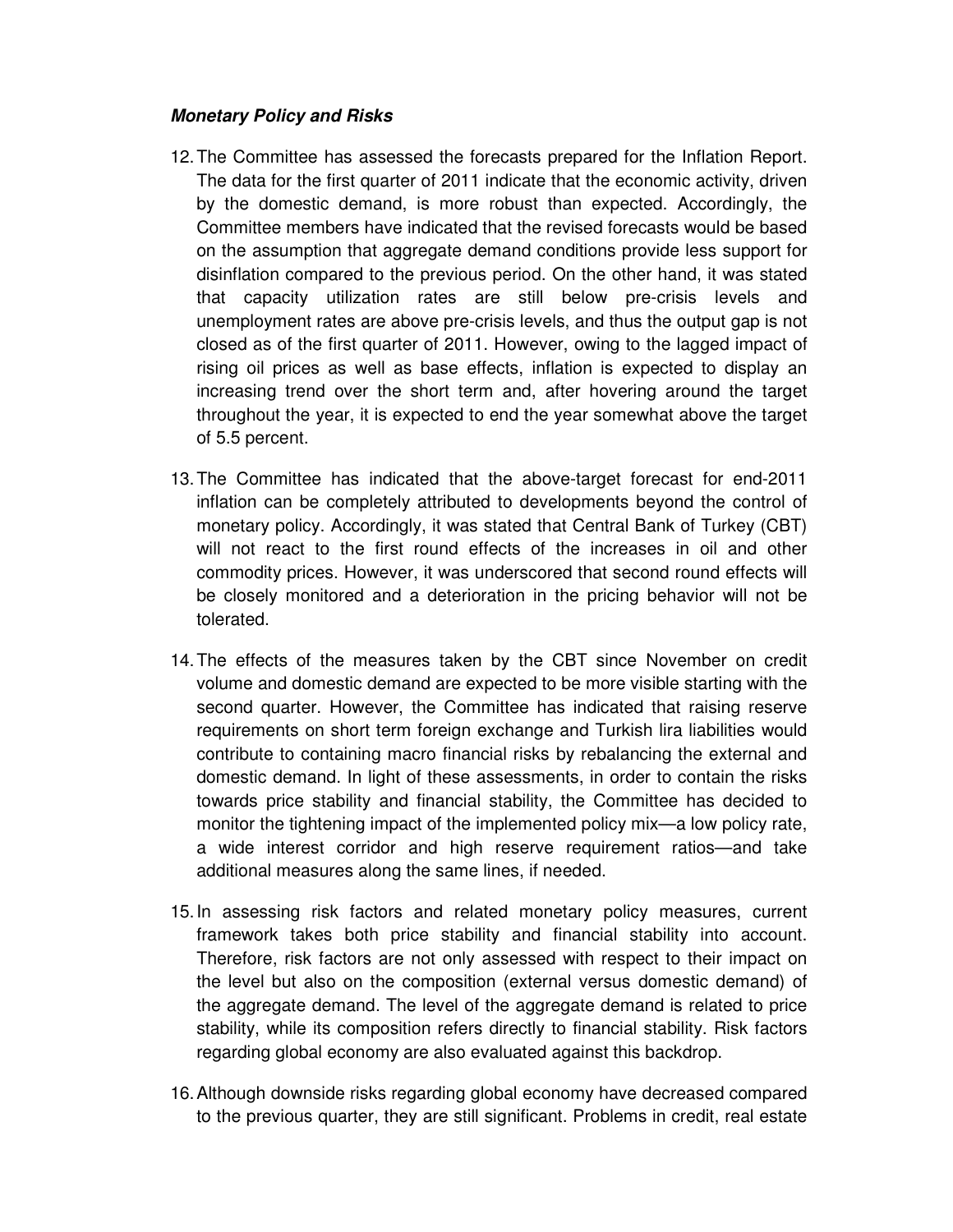***Monetary Policy and Risks***

12. The Committee has assessed the forecasts prepared for the Inflation Report. The data for the first quarter of 2011 indicate that the economic activity, driven by the domestic demand, is more robust than expected. Accordingly, the Committee members have indicated that the revised forecasts would be based on the assumption that aggregate demand conditions provide less support for disinflation compared to the previous period. On the other hand, it was stated that capacity utilization rates are still below pre-crisis levels and unemployment rates are above pre-crisis levels, and thus the output gap is not closed as of the first quarter of 2011. However, owing to the lagged impact of rising oil prices as well as base effects, inflation is expected to display an increasing trend over the short term and, after hovering around the target throughout the year, it is expected to end the year somewhat above the target of 5.5 percent.

13. The Committee has indicated that the above-target forecast for end-2011 inflation can be completely attributed to developments beyond the control of monetary policy. Accordingly, it was stated that Central Bank of Turkey (CBT) will not react to the first round effects of the increases in oil and other commodity prices. However, it was underscored that second round effects will be closely monitored and a deterioration in the pricing behavior will not be tolerated.

14. The effects of the measures taken by the CBT since November on credit volume and domestic demand are expected to be more visible starting with the second quarter. However, the Committee has indicated that raising reserve requirements on short term foreign exchange and Turkish lira liabilities would contribute to containing macro financial risks by rebalancing the external and domestic demand. In light of these assessments, in order to contain the risks towards price stability and financial stability, the Committee has decided to monitor the tightening impact of the implemented policy mix—a low policy rate, a wide interest corridor and high reserve requirement ratios—and take additional measures along the same lines, if needed.

15. In assessing risk factors and related monetary policy measures, current framework takes both price stability and financial stability into account. Therefore, risk factors are not only assessed with respect to their impact on the level but also on the composition (external versus domestic demand) of the aggregate demand. The level of the aggregate demand is related to price stability, while its composition refers directly to financial stability. Risk factors regarding global economy are also evaluated against this backdrop.

16. Although downside risks regarding global economy have decreased compared to the previous quarter, they are still significant. Problems in credit, real estate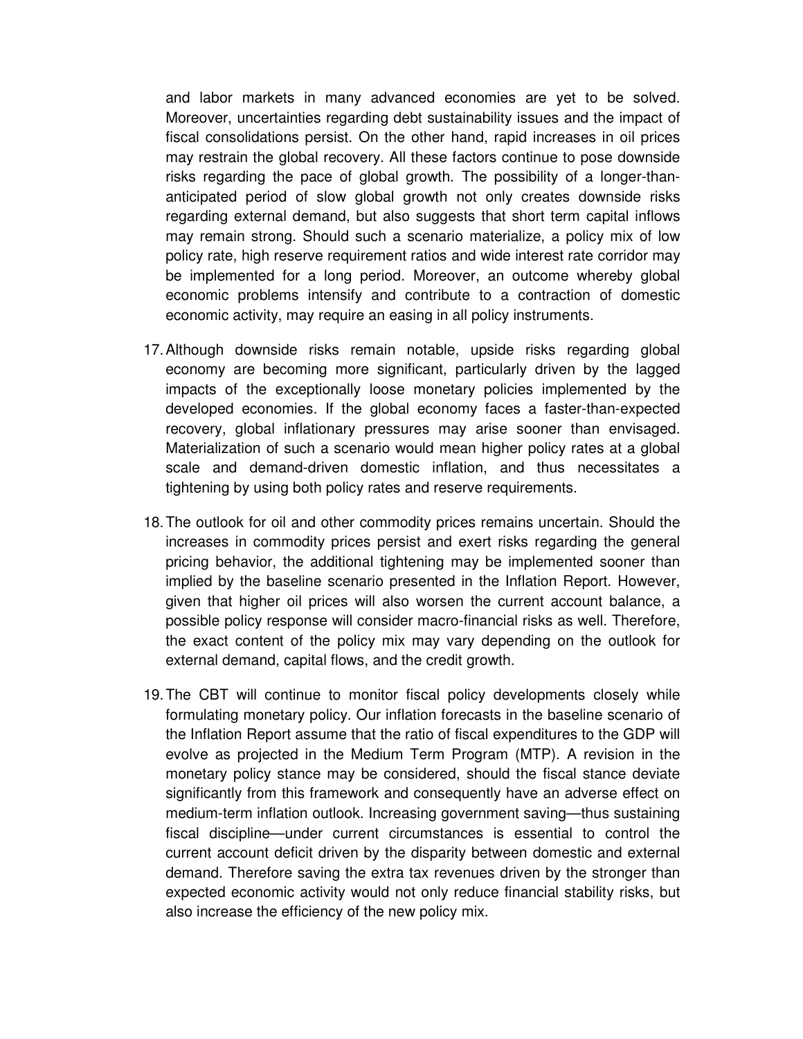and labor markets in many advanced economies are yet to be solved. Moreover, uncertainties regarding debt sustainability issues and the impact of fiscal consolidations persist. On the other hand, rapid increases in oil prices may restrain the global recovery. All these factors continue to pose downside risks regarding the pace of global growth. The possibility of a longer-than-anticipated period of slow global growth not only creates downside risks regarding external demand, but also suggests that short term capital inflows may remain strong. Should such a scenario materialize, a policy mix of low policy rate, high reserve requirement ratios and wide interest rate corridor may be implemented for a long period. Moreover, an outcome whereby global economic problems intensify and contribute to a contraction of domestic economic activity, may require an easing in all policy instruments.

17. Although downside risks remain notable, upside risks regarding global economy are becoming more significant, particularly driven by the lagged impacts of the exceptionally loose monetary policies implemented by the developed economies. If the global economy faces a faster-than-expected recovery, global inflationary pressures may arise sooner than envisaged. Materialization of such a scenario would mean higher policy rates at a global scale and demand-driven domestic inflation, and thus necessitates a tightening by using both policy rates and reserve requirements.

18. The outlook for oil and other commodity prices remains uncertain. Should the increases in commodity prices persist and exert risks regarding the general pricing behavior, the additional tightening may be implemented sooner than implied by the baseline scenario presented in the Inflation Report. However, given that higher oil prices will also worsen the current account balance, a possible policy response will consider macro-financial risks as well. Therefore, the exact content of the policy mix may vary depending on the outlook for external demand, capital flows, and the credit growth.

19. The CBT will continue to monitor fiscal policy developments closely while formulating monetary policy. Our inflation forecasts in the baseline scenario of the Inflation Report assume that the ratio of fiscal expenditures to the GDP will evolve as projected in the Medium Term Program (MTP). A revision in the monetary policy stance may be considered, should the fiscal stance deviate significantly from this framework and consequently have an adverse effect on medium-term inflation outlook. Increasing government saving—thus sustaining fiscal discipline—under current circumstances is essential to control the current account deficit driven by the disparity between domestic and external demand. Therefore saving the extra tax revenues driven by the stronger than expected economic activity would not only reduce financial stability risks, but also increase the efficiency of the new policy mix.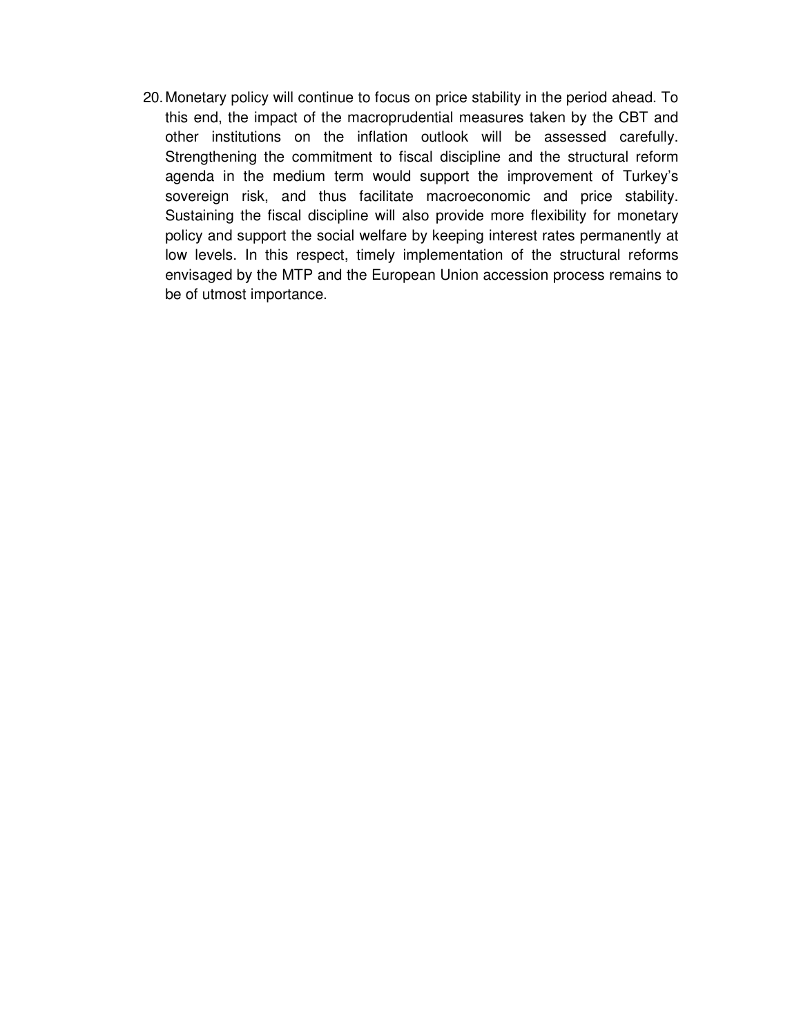20. Monetary policy will continue to focus on price stability in the period ahead. To this end, the impact of the macroprudential measures taken by the CBT and other institutions on the inflation outlook will be assessed carefully. Strengthening the commitment to fiscal discipline and the structural reform agenda in the medium term would support the improvement of Turkey's sovereign risk, and thus facilitate macroeconomic and price stability. Sustaining the fiscal discipline will also provide more flexibility for monetary policy and support the social welfare by keeping interest rates permanently at low levels. In this respect, timely implementation of the structural reforms envisaged by the MTP and the European Union accession process remains to be of utmost importance.